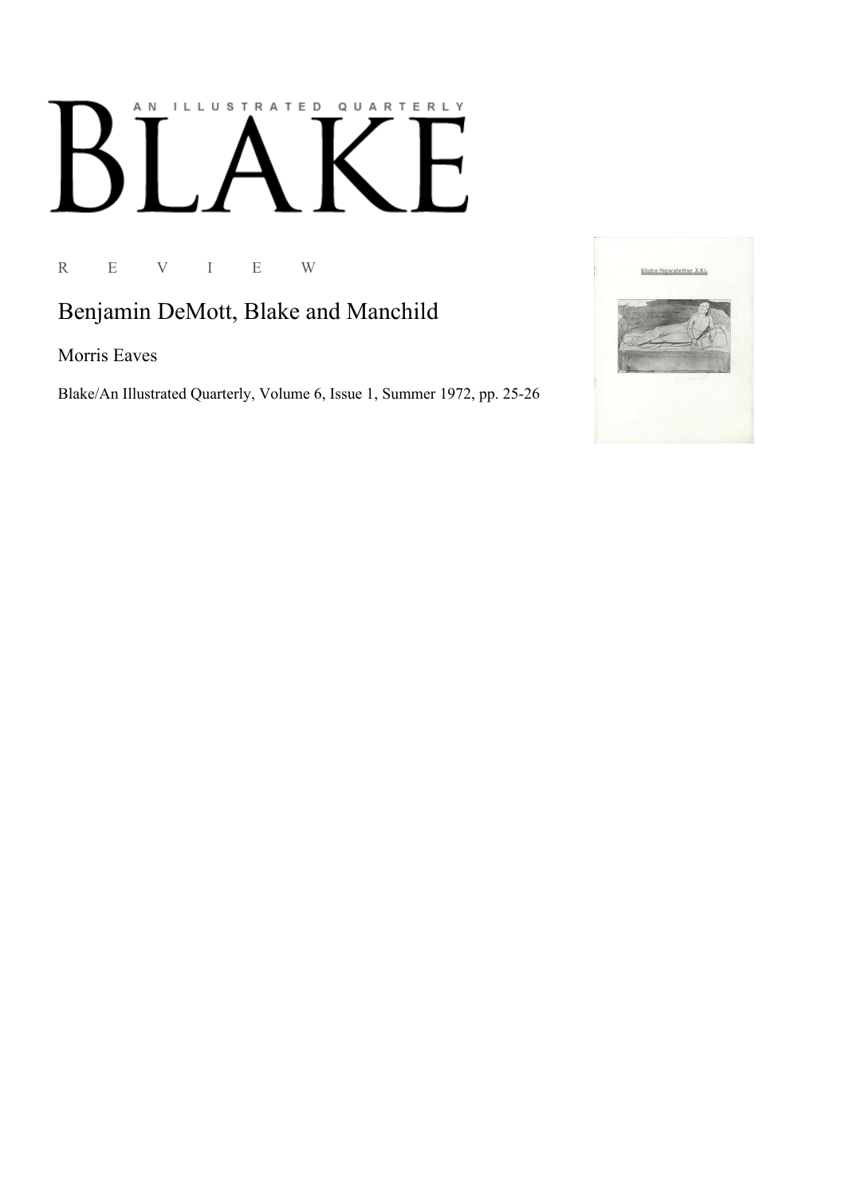AN ILLUSTRATED QUARTERLY

# BLAKE

R E V I E W

## Benjamin DeMott, Blake and Manchild

Morris Eaves

Blake/An Illustrated Quarterly, Volume 6, Issue 1, Summer 1972, pp. 25-26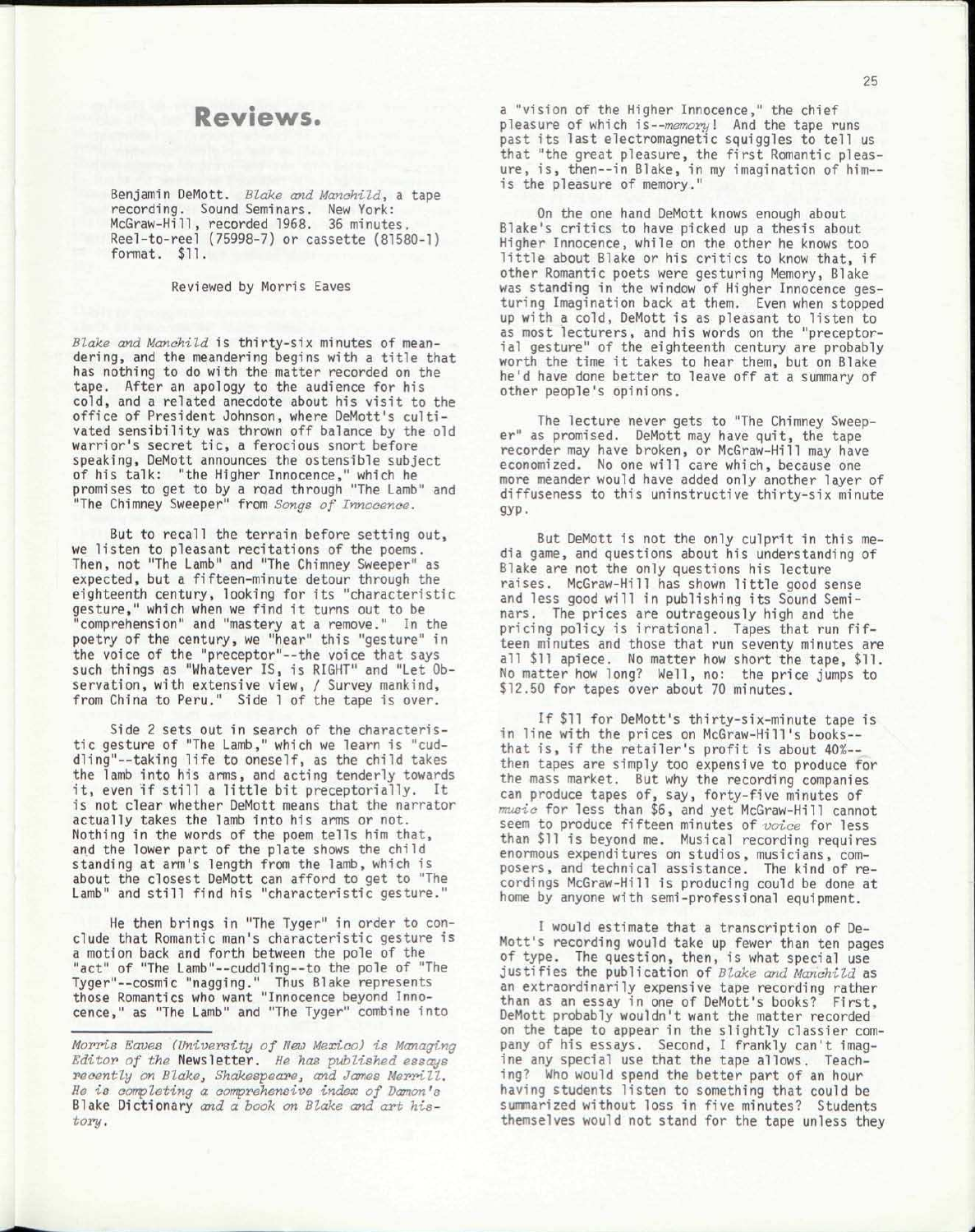# Reviews.

Benjamin DeMott. *Blake and Manchild*, a tape recording. Sound Seminars. New York: McGraw-Hill, recorded 1968. 36 minutes. Reel-to-reel (75998-7) or cassette (81580-1) format. $11.

Reviewed by Morris Eaves

*Blake and Manchild* is thirty-six minutes of meandering, and the meandering begins with a title that has nothing to do with the matter recorded on the tape. After an apology to the audience for his cold, and a related anecdote about his visit to the office of President Johnson, where DeMott's cultivated sensibility was thrown off balance by the old warrior's secret tic, a ferocious snort before speaking, DeMott announces the ostensible subject of his talk: "the Higher Innocence," which he promises to get to by a road through "The Lamb" and "The Chimney Sweeper" from *Songs of Innocence*.

But to recall the terrain before setting out, we listen to pleasant recitations of the poems. Then, not "The Lamb" and "The Chimney Sweeper" as expected, but a fifteen-minute detour through the eighteenth century, looking for its "characteristic gesture," which when we find it turns out to be "comprehension" and "mastery at a remove." In the poetry of the century, we "hear" this "gesture" in the voice of the "preceptor"--the voice that says such things as "Whatever IS, is RIGHT" and "Let Observation, with extensive view, / Survey mankind, from China to Peru." Side 1 of the tape is over.

Side 2 sets out in search of the characteristic gesture of "The Lamb," which we learn is "cuddling"--taking life to oneself, as the child takes the lamb into his arms, and acting tenderly towards it, even if still a little bit preceptorially. It is not clear whether DeMott means that the narrator actually takes the lamb into his arms or not. Nothing in the words of the poem tells him that, and the lower part of the plate shows the child standing at arm's length from the lamb, which is about the closest DeMott can afford to get to "The Lamb" and still find his "characteristic gesture."

He then brings in "The Tyger" in order to conclude that Romantic man's characteristic gesture is a motion back and forth between the pole of the "act" of "The Lamb"--cuddling--to the pole of "The Tyger"--cosmic "nagging." Thus Blake represents those Romantics who want "Innocence beyond Innocence," as "The Lamb" and "The Tyger" combine into a "vision of the Higher Innocence," the chief pleasure of which is--*memory*! And the tape runs past its last electromagnetic squiggles to tell us that "the great pleasure, the first Romantic pleasure, is, then--in Blake, in my imagination of him--is the pleasure of memory."

On the one hand DeMott knows enough about Blake's critics to have picked up a thesis about Higher Innocence, while on the other he knows too little about Blake or his critics to know that, if other Romantic poets were gesturing Memory, Blake was standing in the window of Higher Innocence gesturing Imagination back at them. Even when stopped up with a cold, DeMott is as pleasant to listen to as most lecturers, and his words on the "preceptorial gesture" of the eighteenth century are probably worth the time it takes to hear them, but on Blake he'd have done better to leave off at a summary of other people's opinions.

The lecture never gets to "The Chimney Sweeper" as promised. DeMott may have quit, the tape recorder may have broken, or McGraw-Hill may have economized. No one will care which, because one more meander would have added only another layer of diffuseness to this uninstructive thirty-six minute gyp.

But DeMott is not the only culprit in this media game, and questions about his understanding of Blake are not the only questions his lecture raises. McGraw-Hill has shown little good sense and less good will in publishing its Sound Seminars. The prices are outrageously high and the pricing policy is irrational. Tapes that run fifteen minutes and those that run seventy minutes are all $11 apiece. No matter how short the tape, $11. No matter how long? Well, no: the price jumps to $12.50 for tapes over about 70 minutes.

If $11 for DeMott's thirty-six-minute tape is in line with the prices on McGraw-Hill's books--that is, if the retailer's profit is about 40%--then tapes are simply too expensive to produce for the mass market. But why the recording companies can produce tapes of, say, forty-five minutes of *music* for less than $6, and yet McGraw-Hill cannot seem to produce fifteen minutes of *voice* for less than $11 is beyond me. Musical recording requires enormous expenditures on studios, musicians, composers, and technical assistance. The kind of recordings McGraw-Hill is producing could be done at home by anyone with semi-professional equipment.

I would estimate that a transcription of DeMott's recording would take up fewer than ten pages of type. The question, then, is what special use justifies the publication of *Blake and Manchild* as an extraordinarily expensive tape recording rather than as an essay in one of DeMott's books? First, DeMott probably wouldn't want the matter recorded on the tape to appear in the slightly classier company of his essays. Second, I frankly can't imagine any special use that the tape allows. Teaching? Who would spend the better part of an hour having students listen to something that could be summarized without loss in five minutes? Students themselves would not stand for the tape unless they

---

*Morris Eaves (University of New Mexico) is Managing Editor of the* Newsletter. *He has published essays recently on Blake, Shakespeare, and James Merrill. He is completing a comprehensive index of Damon's* Blake Dictionary *and a book on Blake and art history.*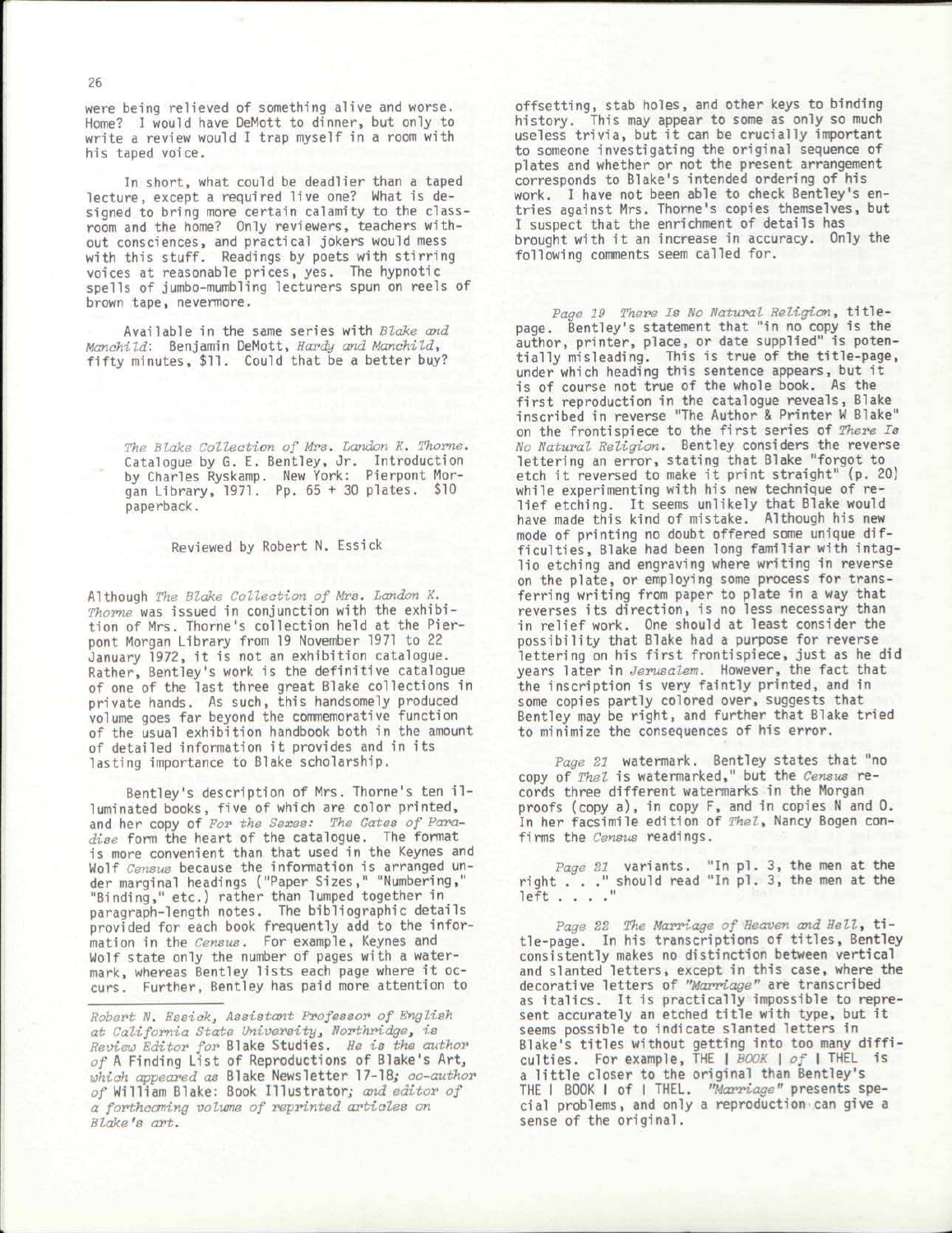were being relieved of something alive and worse. Home? I would have DeMott to dinner, but only to write a review would I trap myself in a room with his taped voice.

In short, what could be deadlier than a taped lecture, except a required live one? What is designed to bring more certain calamity to the classroom and the home? Only reviewers, teachers without consciences, and practical jokers would mess with this stuff. Readings by poets with stirring voices at reasonable prices, yes. The hypnotic spells of jumbo-mumbling lecturers spun on reels of brown tape, nevermore.

Available in the same series with *Blake and Manchild*: Benjamin DeMott, *Hardy and Manchild*, fifty minutes, $11. Could that be a better buy?

*The Blake Collection of Mrs. Landon K. Thorne.* Catalogue by G. E. Bentley, Jr. Introduction by Charles Ryskamp. New York: Pierpont Morgan Library, 1971. Pp. 65 + 30 plates. $10 paperback.

Reviewed by Robert N. Essick

Although *The Blake Collection of Mrs. Landon K. Thorne* was issued in conjunction with the exhibition of Mrs. Thorne's collection held at the Pierpont Morgan Library from 19 November 1971 to 22 January 1972, it is not an exhibition catalogue. Rather, Bentley's work is the definitive catalogue of one of the last three great Blake collections in private hands. As such, this handsomely produced volume goes far beyond the commemorative function of the usual exhibition handbook both in the amount of detailed information it provides and in its lasting importance to Blake scholarship.

Bentley's description of Mrs. Thorne's ten illuminated books, five of which are color printed, and her copy of *For the Sexes: The Gates of Paradise* form the heart of the catalogue. The format is more convenient than that used in the Keynes and Wolf *Census* because the information is arranged under marginal headings ("Paper Sizes," "Numbering," "Binding," etc.) rather than lumped together in paragraph-length notes. The bibliographic details provided for each book frequently add to the information in the *Census*. For example, Keynes and Wolf state only the number of pages with a watermark, whereas Bentley lists each page where it occurs. Further, Bentley has paid more attention to offsetting, stab holes, and other keys to binding history. This may appear to some as only so much useless trivia, but it can be crucially important to someone investigating the original sequence of plates and whether or not the present arrangement corresponds to Blake's intended ordering of his work. I have not been able to check Bentley's entries against Mrs. Thorne's copies themselves, but I suspect that the enrichment of details has brought with it an increase in accuracy. Only the following comments seem called for.

*Page 19 There Is No Natural Religion*, title-page. Bentley's statement that "in no copy is the author, printer, place, or date supplied" is potentially misleading. This is true of the title-page, under which heading this sentence appears, but it is of course not true of the whole book. As the first reproduction in the catalogue reveals, Blake inscribed in reverse "The Author & Printer W Blake" on the frontispiece to the first series of *There Is No Natural Religion*. Bentley considers the reverse lettering an error, stating that Blake "forgot to etch it reversed to make it print straight" (p. 20) while experimenting with his new technique of relief etching. It seems unlikely that Blake would have made this kind of mistake. Although his new mode of printing no doubt offered some unique difficulties, Blake had been long familiar with intaglio etching and engraving where writing in reverse on the plate, or employing some process for transferring writing from paper to plate in a way that reverses its direction, is no less necessary than in relief work. One should at least consider the possibility that Blake had a purpose for reverse lettering on his first frontispiece, just as he did years later in *Jerusalem*. However, the fact that the inscription is very faintly printed, and in some copies partly colored over, suggests that Bentley may be right, and further that Blake tried to minimize the consequences of his error.

*Page 21* watermark. Bentley states that "no copy of *Thel* is watermarked," but the *Census* records three different watermarks in the Morgan proofs (copy a), in copy F, and in copies N and O. In her facsimile edition of *Thel*, Nancy Bogen confirms the *Census* readings.

*Page 21* variants. "In pl. 3, the men at the right . . ." should read "In pl. 3, the men at the left . . . ."

*Page 22 The Marriage of Heaven and Hell*, title-page. In his transcriptions of titles, Bentley consistently makes no distinction between vertical and slanted letters, except in this case, where the decorative letters of *"Marriage"* are transcribed as italics. It is practically impossible to represent accurately an etched title with type, but it seems possible to indicate slanted letters in Blake's titles without getting into too many difficulties. For example, THE | *BOOK* | *of* | THEL is a little closer to the original than Bentley's THE | BOOK | of | THEL. *"Marriage"* presents special problems, and only a reproduction can give a sense of the original.

---

*Robert N. Essick, Assistant Professor of English at California State University, Northridge, is Review Editor for* Blake Studies. *He is the author of* A Finding List of Reproductions of Blake's Art, *which appeared as* Blake Newsletter 17-18; *co-author of* William Blake: Book Illustrator; *and editor of a forthcoming volume of reprinted articles on Blake's art.*